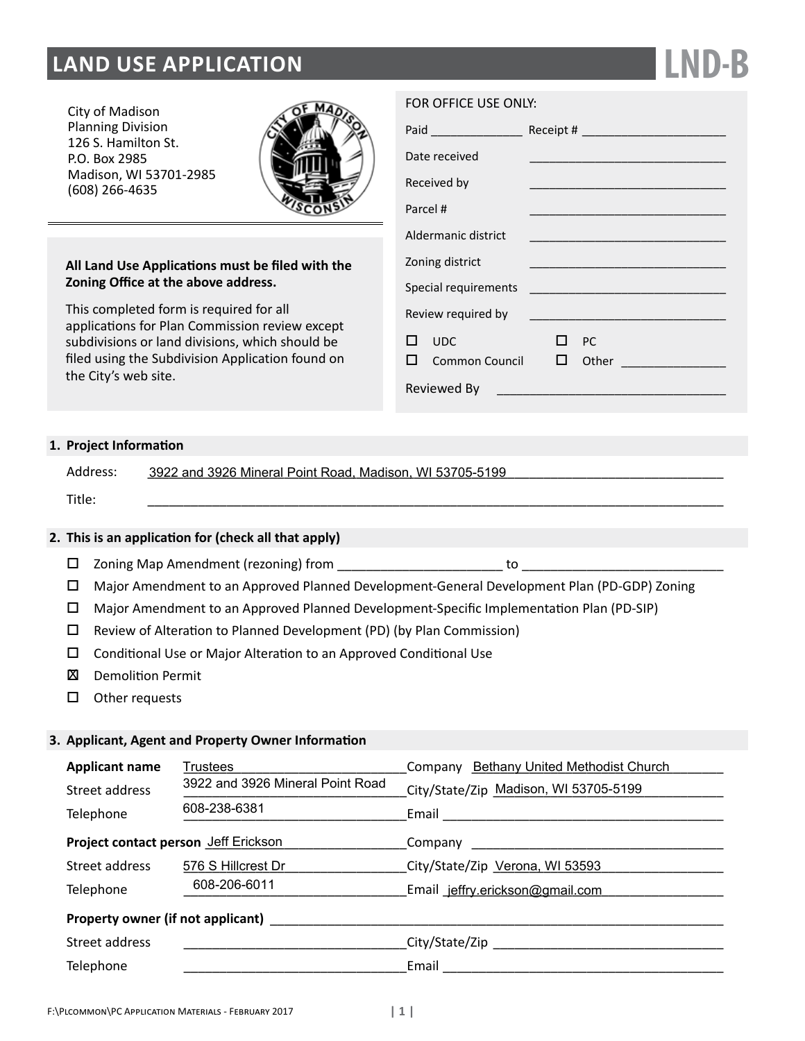# LAND USE APPLICATION

**LND-B**

City of Madison
Planning Division
126 S. Hamilton St.
P.O. Box 2985
Madison, WI 53701-2985
(608) 266-4635

**All Land Use Applications must be filed with the Zoning Office at the above address.**

This completed form is required for all applications for Plan Commission review except subdivisions or land divisions, which should be filed using the Subdivision Application found on the City's web site.

FOR OFFICE USE ONLY:

Paid ______________ Receipt # ______________________

Date received ______________________________

Received by ______________________________

Parcel # ______________________________

Aldermanic district ______________________________

Zoning district ______________________________

Special requirements ______________________________

Review required by ______________________________

- ☐ UDC
- ☐ PC
- ☐ Common Council
- ☐ Other ________________

Reviewed By ________________________________

## 1. Project Information

Address: 3922 and 3926 Mineral Point Road, Madison, WI 53705-5199

Title: ______________________________________________

## 2. This is an application for (check all that apply)

- ☐ Zoning Map Amendment (rezoning) from ________________________ to ____________________________
- ☐ Major Amendment to an Approved Planned Development-General Development Plan (PD-GDP) Zoning
- ☐ Major Amendment to an Approved Planned Development-Specific Implementation Plan (PD-SIP)
- ☐ Review of Alteration to Planned Development (PD) (by Plan Commission)
- ☐ Conditional Use or Major Alteration to an Approved Conditional Use
- ☒ Demolition Permit
- ☐ Other requests

## 3. Applicant, Agent and Property Owner Information

**Applicant name** Trustees Company Bethany United Methodist Church

Street address 3922 and 3926 Mineral Point Road City/State/Zip Madison, WI 53705-5199

Telephone 608-238-6381 Email ______________________________

**Project contact person** Jeff Erickson Company ______________________________

Street address 576 S Hillcrest Dr City/State/Zip Verona, WI 53593

Telephone 608-206-6011 Email jeffry.erickson@gmail.com

**Property owner (if not applicant)** ______________________________

Street address ______________________________ City/State/Zip ______________________________

Telephone ______________________________ Email ______________________________

F:\Plcommon\PC Application Materials - February 2017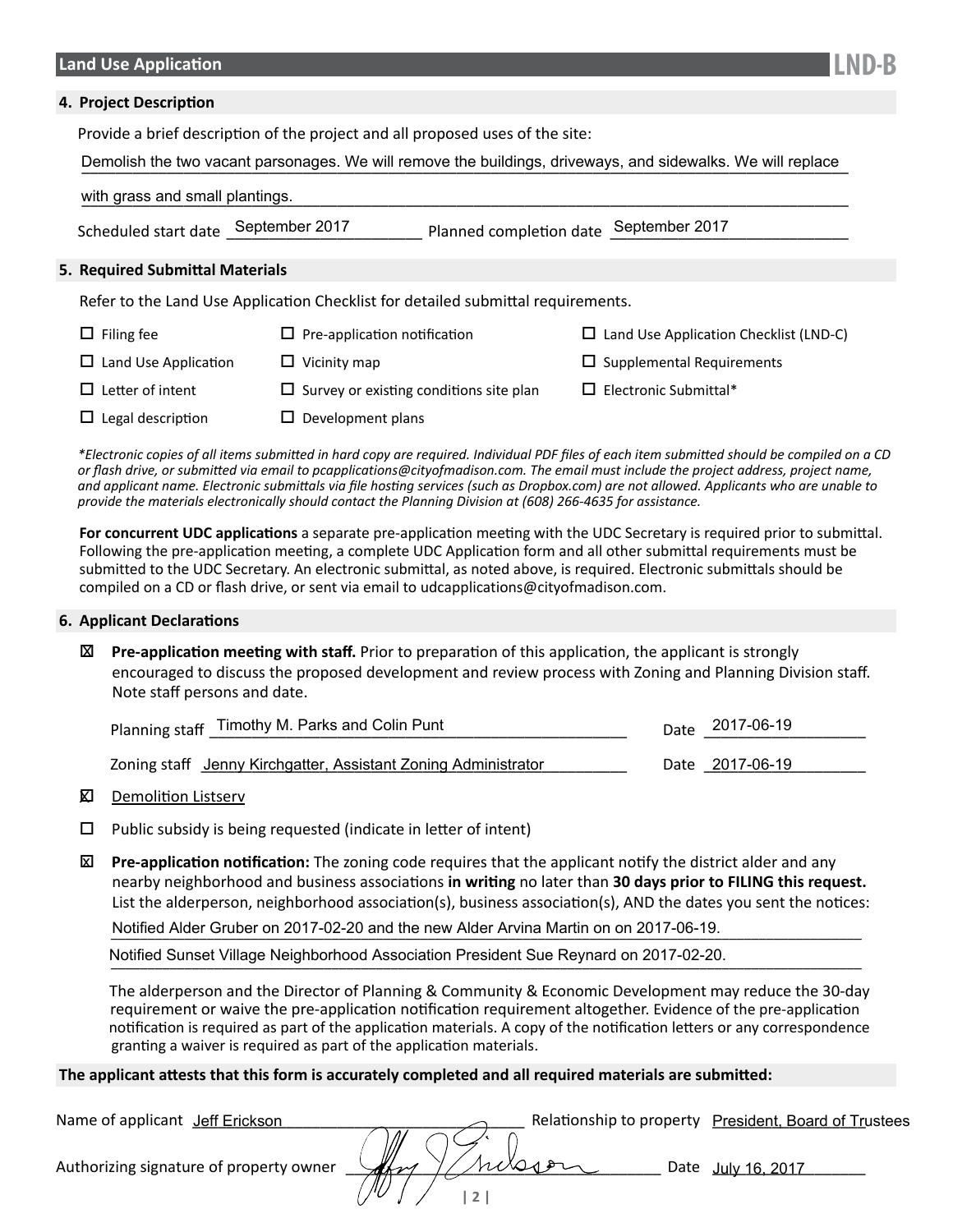## Land Use Application

### 4. Project Description

Provide a brief description of the project and all proposed uses of the site:

Demolish the two vacant parsonages. We will remove the buildings, driveways, and sidewalks. We will replace with grass and small plantings.

Scheduled start date: September 2017 Planned completion date: September 2017

### 5. Required Submittal Materials

Refer to the Land Use Application Checklist for detailed submittal requirements.

- ☐ Filing fee
- ☐ Land Use Application
- ☐ Letter of intent
- ☐ Legal description
- ☐ Pre-application notification
- ☐ Vicinity map
- ☐ Survey or existing conditions site plan
- ☐ Development plans
- ☐ Land Use Application Checklist (LND-C)
- ☐ Supplemental Requirements
- ☐ Electronic Submittal*

*\*Electronic copies of all items submitted in hard copy are required. Individual PDF files of each item submitted should be compiled on a CD or flash drive, or submitted via email to pcapplications@cityofmadison.com. The email must include the project address, project name, and applicant name. Electronic submittals via file hosting services (such as Dropbox.com) are not allowed. Applicants who are unable to provide the materials electronically should contact the Planning Division at (608) 266-4635 for assistance.*

**For concurrent UDC applications** a separate pre-application meeting with the UDC Secretary is required prior to submittal. Following the pre-application meeting, a complete UDC Application form and all other submittal requirements must be submitted to the UDC Secretary. An electronic submittal, as noted above, is required. Electronic submittals should be compiled on a CD or flash drive, or sent via email to udcapplications@cityofmadison.com.

### 6. Applicant Declarations

☒ **Pre-application meeting with staff.** Prior to preparation of this application, the applicant is strongly encouraged to discuss the proposed development and review process with Zoning and Planning Division staff. Note staff persons and date.

Planning staff: Timothy M. Parks and Colin Punt Date: 2017-06-19

Zoning staff: Jenny Kirchgatter, Assistant Zoning Administrator Date: 2017-06-19

☒ Demolition Listserv

☐ Public subsidy is being requested (indicate in letter of intent)

☒ **Pre-application notification:** The zoning code requires that the applicant notify the district alder and any nearby neighborhood and business associations **in writing** no later than **30 days prior to FILING this request.** List the alderperson, neighborhood association(s), business association(s), AND the dates you sent the notices:

Notified Alder Gruber on 2017-02-20 and the new Alder Arvina Martin on on 2017-06-19.

Notified Sunset Village Neighborhood Association President Sue Reynard on 2017-02-20.

The alderperson and the Director of Planning & Community & Economic Development may reduce the 30-day requirement or waive the pre-application notification requirement altogether. Evidence of the pre-application notification is required as part of the application materials. A copy of the notification letters or any correspondence granting a waiver is required as part of the application materials.

**The applicant attests that this form is accurately completed and all required materials are submitted:**

Name of applicant: Jeff Erickson Relationship to property: President, Board of Trustees

Authorizing signature of property owner: Jeff Erickson (signature) Date: July 16, 2017